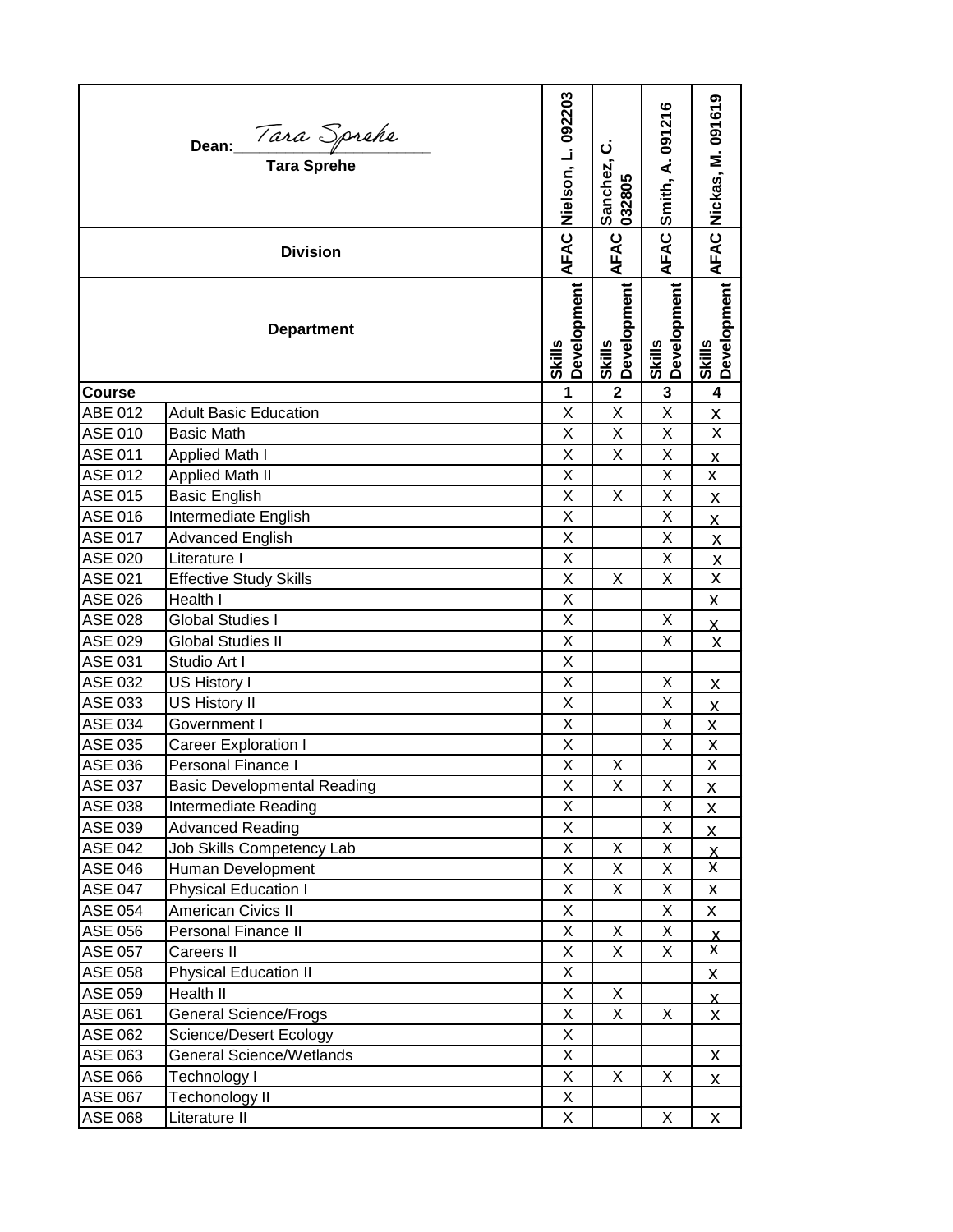| Dean: *Tara Sprehe* Tara Sprehe | | Nielson, L. 092203 | Sanchez, C. 032805 | Smith, A. 091216 | Nickas, M. 091619 |
|---|---|---|---|---|---|
| **Division** | | AFAC | AFAC | AFAC | AFAC |
| **Department** | | Skills Development | Skills Development | Skills Development | Skills Development |
| **Course** | | **1** | **2** | **3** | **4** |
| ABE 012 | Adult Basic Education | X | X | X | X |
| ASE 010 | Basic Math | X | X | X | X |
| ASE 011 | Applied Math I | X | X | X | X |
| ASE 012 | Applied Math II | X | | X | X |
| ASE 015 | Basic English | X | X | X | X |
| ASE 016 | Intermediate English | X | | X | X |
| ASE 017 | Advanced English | X | | X | X |
| ASE 020 | Literature I | X | | X | X |
| ASE 021 | Effective Study Skills | X | X | X | X |
| ASE 026 | Health I | X | | | X |
| ASE 028 | Global Studies I | X | | X | X |
| ASE 029 | Global Studies II | X | | X | X |
| ASE 031 | Studio Art I | X | | | |
| ASE 032 | US History I | X | | X | X |
| ASE 033 | US History II | X | | X | X |
| ASE 034 | Government I | X | | X | X |
| ASE 035 | Career Exploration I | X | | X | X |
| ASE 036 | Personal Finance I | X | X | | X |
| ASE 037 | Basic Developmental Reading | X | X | X | X |
| ASE 038 | Intermediate Reading | X | | X | X |
| ASE 039 | Advanced Reading | X | | X | X |
| ASE 042 | Job Skills Competency Lab | X | X | X | X |
| ASE 046 | Human Development | X | X | X | X |
| ASE 047 | Physical Education I | X | X | X | X |
| ASE 054 | American Civics II | X | | X | X |
| ASE 056 | Personal Finance II | X | X | X | X |
| ASE 057 | Careers II | X | X | X | X |
| ASE 058 | Physical Education II | X | | | X |
| ASE 059 | Health II | X | X | | X |
| ASE 061 | General Science/Frogs | X | X | X | X |
| ASE 062 | Science/Desert Ecology | X | | | |
| ASE 063 | General Science/Wetlands | X | | | X |
| ASE 066 | Technology I | X | X | X | X |
| ASE 067 | Techonology II | X | | | |
| ASE 068 | Literature II | X | | X | X |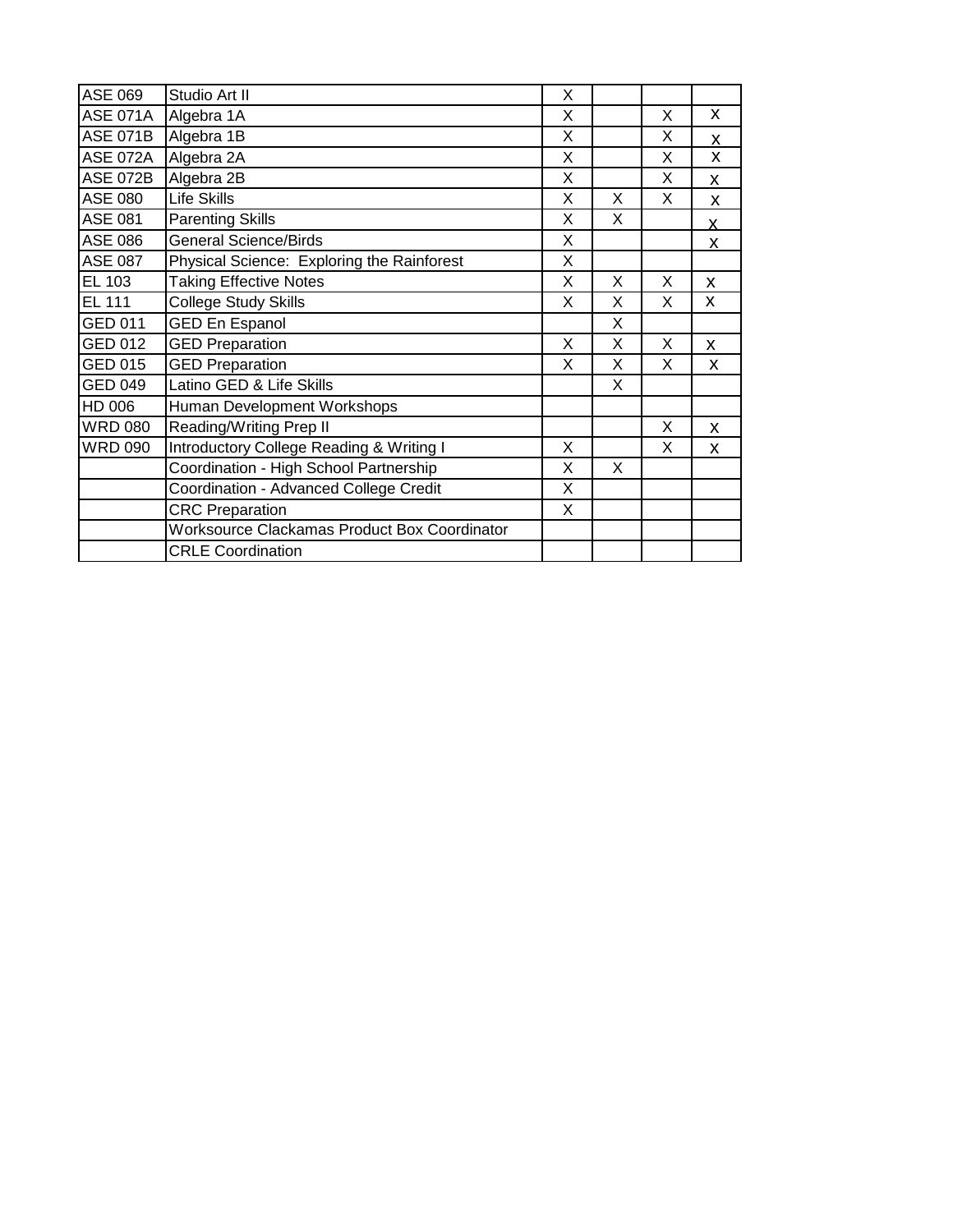| | | | | | |
|---|---|---|---|---|---|
| ASE 069 | Studio Art II | X | | | |
| ASE 071A | Algebra 1A | X | | X | x |
| ASE 071B | Algebra 1B | X | | X | x |
| ASE 072A | Algebra 2A | X | | X | x |
| ASE 072B | Algebra 2B | X | | X | x |
| ASE 080 | Life Skills | X | X | X | x |
| ASE 081 | Parenting Skills | X | X | | x |
| ASE 086 | General Science/Birds | X | | | x |
| ASE 087 | Physical Science: Exploring the Rainforest | X | | | |
| EL 103 | Taking Effective Notes | X | X | X | x |
| EL 111 | College Study Skills | X | X | X | x |
| GED 011 | GED En Espanol | | X | | |
| GED 012 | GED Preparation | X | X | X | x |
| GED 015 | GED Preparation | X | X | X | x |
| GED 049 | Latino GED & Life Skills | | X | | |
| HD 006 | Human Development Workshops | | | | |
| WRD 080 | Reading/Writing Prep II | | | X | x |
| WRD 090 | Introductory College Reading & Writing I | X | | X | x |
| | Coordination - High School Partnership | X | X | | |
| | Coordination - Advanced College Credit | X | | | |
| | CRC Preparation | X | | | |
| | Worksource Clackamas Product Box Coordinator | | | | |
| | CRLE Coordination | | | | |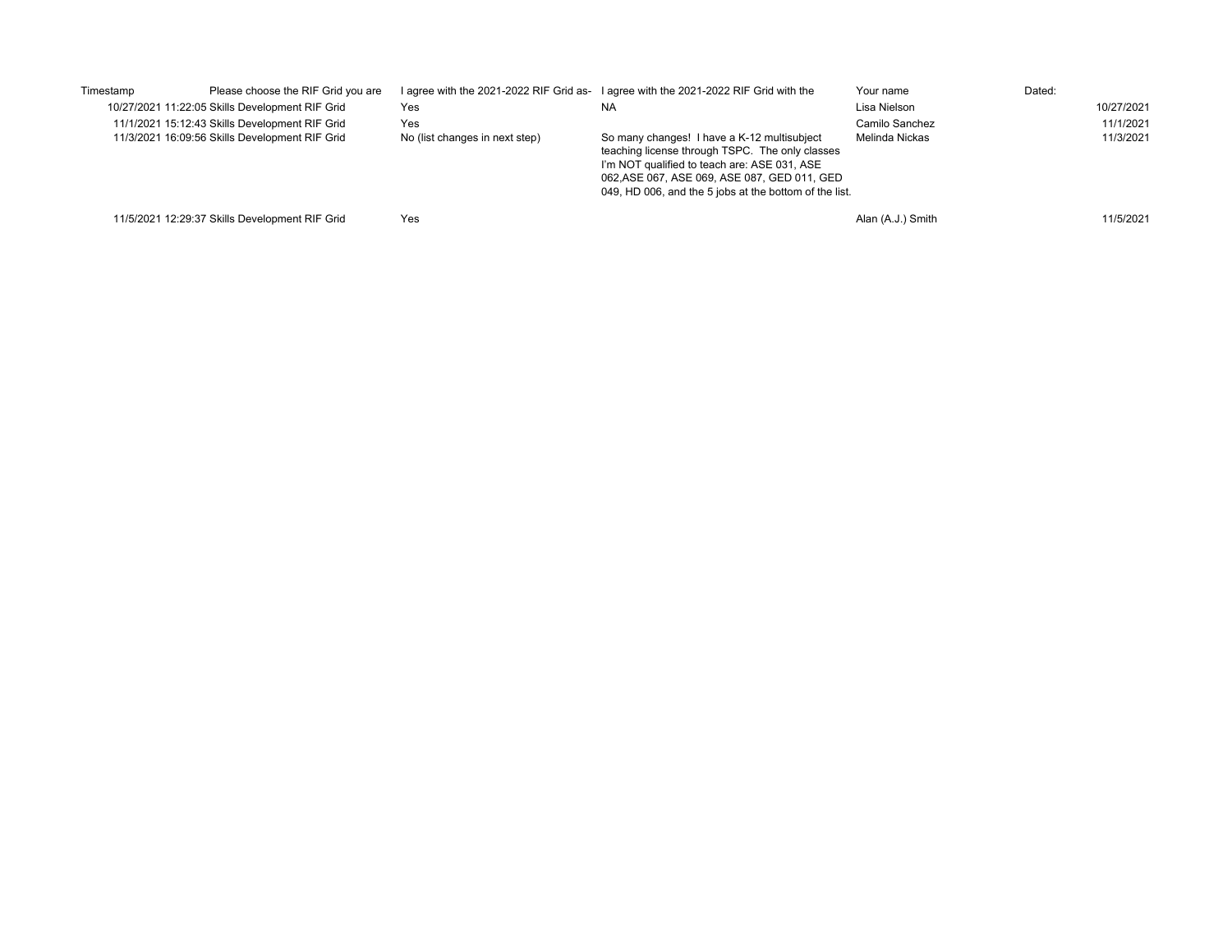| Timestamp | Please choose the RIF Grid you are | I agree with the 2021-2022 RIF Grid as- | I agree with the 2021-2022 RIF Grid with the | Your name | Dated: |
|---|---|---|---|---|---|
| 10/27/2021 11:22:05 | Skills Development RIF Grid | Yes | NA | Lisa Nielson | 10/27/2021 |
| 11/1/2021 15:12:43 | Skills Development RIF Grid | Yes | | Camilo Sanchez | 11/1/2021 |
| 11/3/2021 16:09:56 | Skills Development RIF Grid | No (list changes in next step) | So many changes! I have a K-12 multisubject teaching license through TSPC. The only classes I'm NOT qualified to teach are: ASE 031, ASE 062,ASE 067, ASE 069, ASE 087, GED 011, GED 049, HD 006, and the 5 jobs at the bottom of the list. | Melinda Nickas | 11/3/2021 |
| 11/5/2021 12:29:37 | Skills Development RIF Grid | Yes | | Alan (A.J.) Smith | 11/5/2021 |